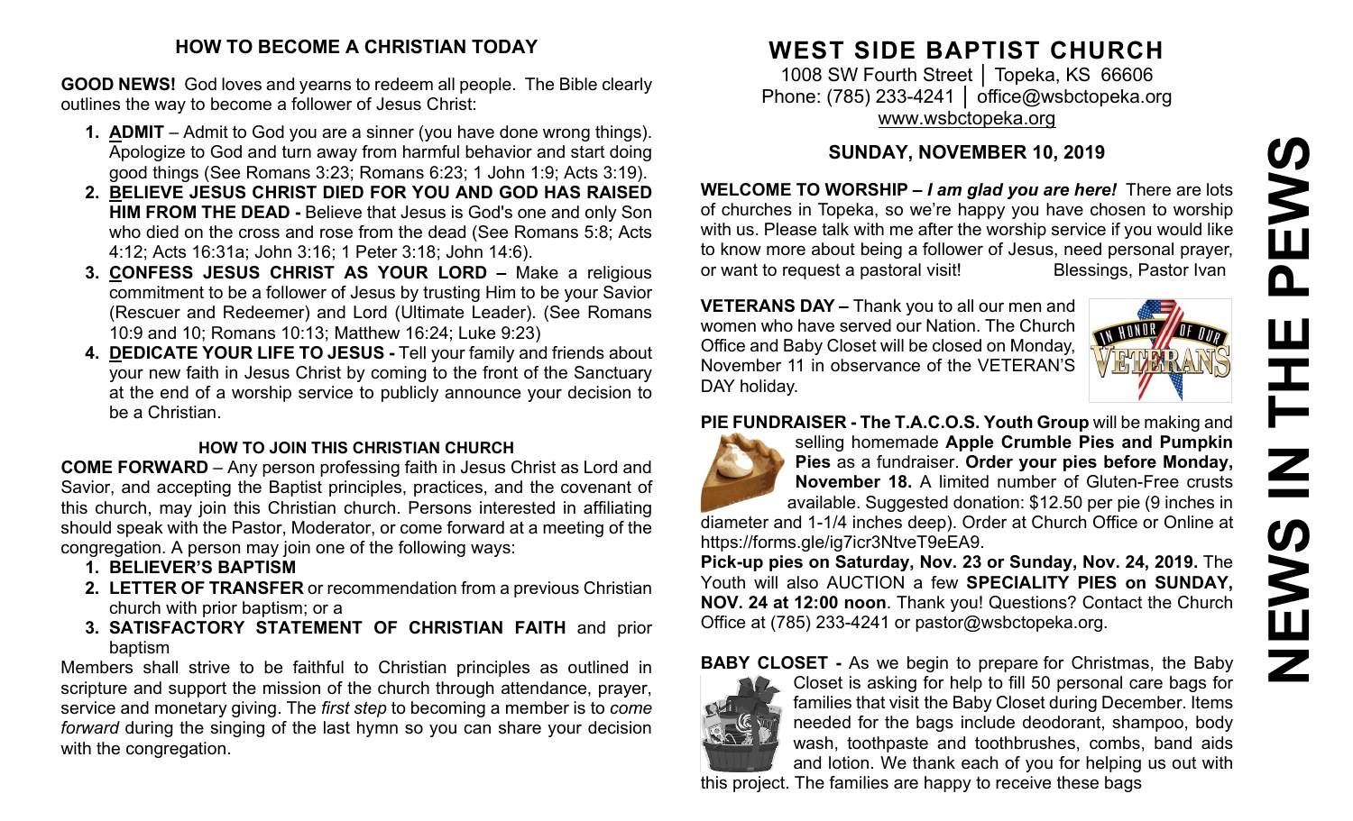## HOW TO BECOME A CHRISTIAN TODAY

**GOOD NEWS!** God loves and yearns to redeem all people. The Bible clearly outlines the way to become a follower of Jesus Christ:

1. **ADMIT** – Admit to God you are a sinner (you have done wrong things). Apologize to God and turn away from harmful behavior and start doing good things (See Romans 3:23; Romans 6:23; 1 John 1:9; Acts 3:19).
2. **BELIEVE JESUS CHRIST DIED FOR YOU AND GOD HAS RAISED HIM FROM THE DEAD -** Believe that Jesus is God's one and only Son who died on the cross and rose from the dead (See Romans 5:8; Acts 4:12; Acts 16:31a; John 3:16; 1 Peter 3:18; John 14:6).
3. **CONFESS JESUS CHRIST AS YOUR LORD –** Make a religious commitment to be a follower of Jesus by trusting Him to be your Savior (Rescuer and Redeemer) and Lord (Ultimate Leader). (See Romans 10:9 and 10; Romans 10:13; Matthew 16:24; Luke 9:23)
4. **DEDICATE YOUR LIFE TO JESUS -** Tell your family and friends about your new faith in Jesus Christ by coming to the front of the Sanctuary at the end of a worship service to publicly announce your decision to be a Christian.

### HOW TO JOIN THIS CHRISTIAN CHURCH

**COME FORWARD** – Any person professing faith in Jesus Christ as Lord and Savior, and accepting the Baptist principles, practices, and the covenant of this church, may join this Christian church. Persons interested in affiliating should speak with the Pastor, Moderator, or come forward at a meeting of the congregation. A person may join one of the following ways:

1. **BELIEVER'S BAPTISM**
2. **LETTER OF TRANSFER** or recommendation from a previous Christian church with prior baptism; or a
3. **SATISFACTORY STATEMENT OF CHRISTIAN FAITH** and prior baptism

Members shall strive to be faithful to Christian principles as outlined in scripture and support the mission of the church through attendance, prayer, service and monetary giving. The *first step* to becoming a member is to *come forward* during the singing of the last hymn so you can share your decision with the congregation.

# WEST SIDE BAPTIST CHURCH

1008 SW Fourth Street │ Topeka, KS 66606
Phone: (785) 233-4241 │ office@wsbctopeka.org
www.wsbctopeka.org

## SUNDAY, NOVEMBER 10, 2019

**WELCOME TO WORSHIP –** ***I am glad you are here!*** There are lots of churches in Topeka, so we're happy you have chosen to worship with us. Please talk with me after the worship service if you would like to know more about being a follower of Jesus, need personal prayer, or want to request a pastoral visit! Blessings, Pastor Ivan

**VETERANS DAY –** Thank you to all our men and women who have served our Nation. The Church Office and Baby Closet will be closed on Monday, November 11 in observance of the VETERAN'S DAY holiday.

**PIE FUNDRAISER - The T.A.C.O.S. Youth Group** will be making and selling homemade **Apple Crumble Pies and Pumpkin Pies** as a fundraiser. **Order your pies before Monday, November 18.** A limited number of Gluten-Free crusts available. Suggested donation: $12.50 per pie (9 inches in diameter and 1-1/4 inches deep). Order at Church Office or Online at https://forms.gle/ig7icr3NtveT9eEA9.

**Pick-up pies on Saturday, Nov. 23 or Sunday, Nov. 24, 2019.** The Youth will also AUCTION a few **SPECIALITY PIES on SUNDAY, NOV. 24 at 12:00 noon**. Thank you! Questions? Contact the Church Office at (785) 233-4241 or pastor@wsbctopeka.org.

**BABY CLOSET -** As we begin to prepare for Christmas, the Baby Closet is asking for help to fill 50 personal care bags for families that visit the Baby Closet during December. Items needed for the bags include deodorant, shampoo, body wash, toothpaste and toothbrushes, combs, band aids and lotion. We thank each of you for helping us out with this project. The families are happy to receive these bags

**NEWS IN THE PEWS**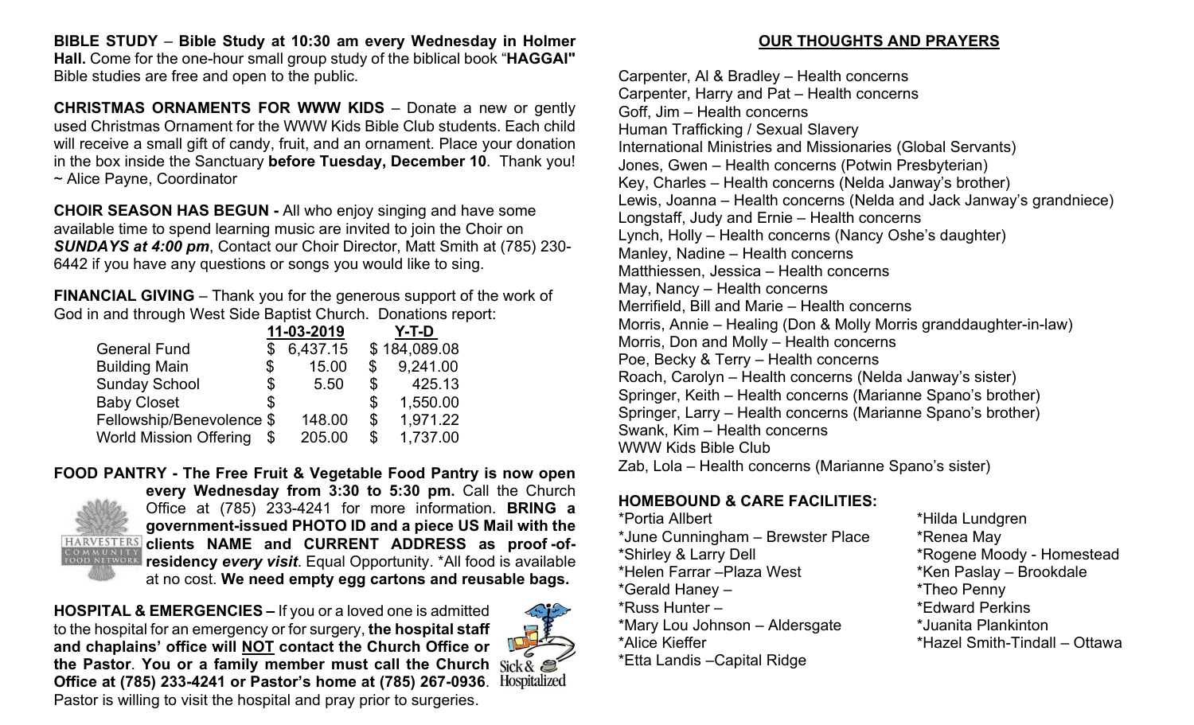**BIBLE STUDY** – **Bible Study at 10:30 am every Wednesday in Holmer Hall.** Come for the one-hour small group study of the biblical book "**HAGGAI"** Bible studies are free and open to the public.

**CHRISTMAS ORNAMENTS FOR WWW KIDS** – Donate a new or gently used Christmas Ornament for the WWW Kids Bible Club students. Each child will receive a small gift of candy, fruit, and an ornament. Place your donation in the box inside the Sanctuary **before Tuesday, December 10**. Thank you! ~ Alice Payne, Coordinator

**CHOIR SEASON HAS BEGUN -** All who enjoy singing and have some available time to spend learning music are invited to join the Choir on ***SUNDAYS at 4:00 pm***, Contact our Choir Director, Matt Smith at (785) 230-6442 if you have any questions or songs you would like to sing.

**FINANCIAL GIVING** – Thank you for the generous support of the work of God in and through West Side Baptist Church. Donations report:

| | 11-03-2019 | Y-T-D |
|---|---|---|
| General Fund | $ 6,437.15 | $ 184,089.08 |
| Building Main | $ 15.00 | $ 9,241.00 |
| Sunday School | $ 5.50 | $ 425.13 |
| Baby Closet | $ | $ 1,550.00 |
| Fellowship/Benevolence | $ 148.00 | $ 1,971.22 |
| World Mission Offering | $ 205.00 | $ 1,737.00 |

**FOOD PANTRY - The Free Fruit & Vegetable Food Pantry is now open every Wednesday from 3:30 to 5:30 pm.** Call the Church Office at (785) 233-4241 for more information. **BRING a government-issued PHOTO ID and a piece US Mail with the clients NAME and CURRENT ADDRESS as proof-of-residency *every visit*.** Equal Opportunity. *All food is available at no cost. **We need empty egg cartons and reusable bags.**

**HOSPITAL & EMERGENCIES –** If you or a loved one is admitted to the hospital for an emergency or for surgery, **the hospital staff and chaplains' office will NOT contact the Church Office or the Pastor**. **You or a family member must call the Church Office at (785) 233-4241 or Pastor's home at (785) 267-0936**. Pastor is willing to visit the hospital and pray prior to surgeries.

## OUR THOUGHTS AND PRAYERS

Carpenter, Al & Bradley – Health concerns
Carpenter, Harry and Pat – Health concerns
Goff, Jim – Health concerns
Human Trafficking / Sexual Slavery
International Ministries and Missionaries (Global Servants)
Jones, Gwen – Health concerns (Potwin Presbyterian)
Key, Charles – Health concerns (Nelda Janway's brother)
Lewis, Joanna – Health concerns (Nelda and Jack Janway's grandniece)
Longstaff, Judy and Ernie – Health concerns
Lynch, Holly – Health concerns (Nancy Oshe's daughter)
Manley, Nadine – Health concerns
Matthiessen, Jessica – Health concerns
May, Nancy – Health concerns
Merrifield, Bill and Marie – Health concerns
Morris, Annie – Healing (Don & Molly Morris granddaughter-in-law)
Morris, Don and Molly – Health concerns
Poe, Becky & Terry – Health concerns
Roach, Carolyn – Health concerns (Nelda Janway's sister)
Springer, Keith – Health concerns (Marianne Spano's brother)
Springer, Larry – Health concerns (Marianne Spano's brother)
Swank, Kim – Health concerns
WWW Kids Bible Club
Zab, Lola – Health concerns (Marianne Spano's sister)

### HOMEBOUND & CARE FACILITIES:

*Portia Allbert
*June Cunningham – Brewster Place
*Shirley & Larry Dell
*Helen Farrar –Plaza West
*Gerald Haney –
*Russ Hunter –
*Mary Lou Johnson – Aldersgate
*Alice Kieffer
*Etta Landis –Capital Ridge
*Hilda Lundgren
*Renea May
*Rogene Moody - Homestead
*Ken Paslay – Brookdale
*Theo Penny
*Edward Perkins
*Juanita Plankinton
*Hazel Smith-Tindall – Ottawa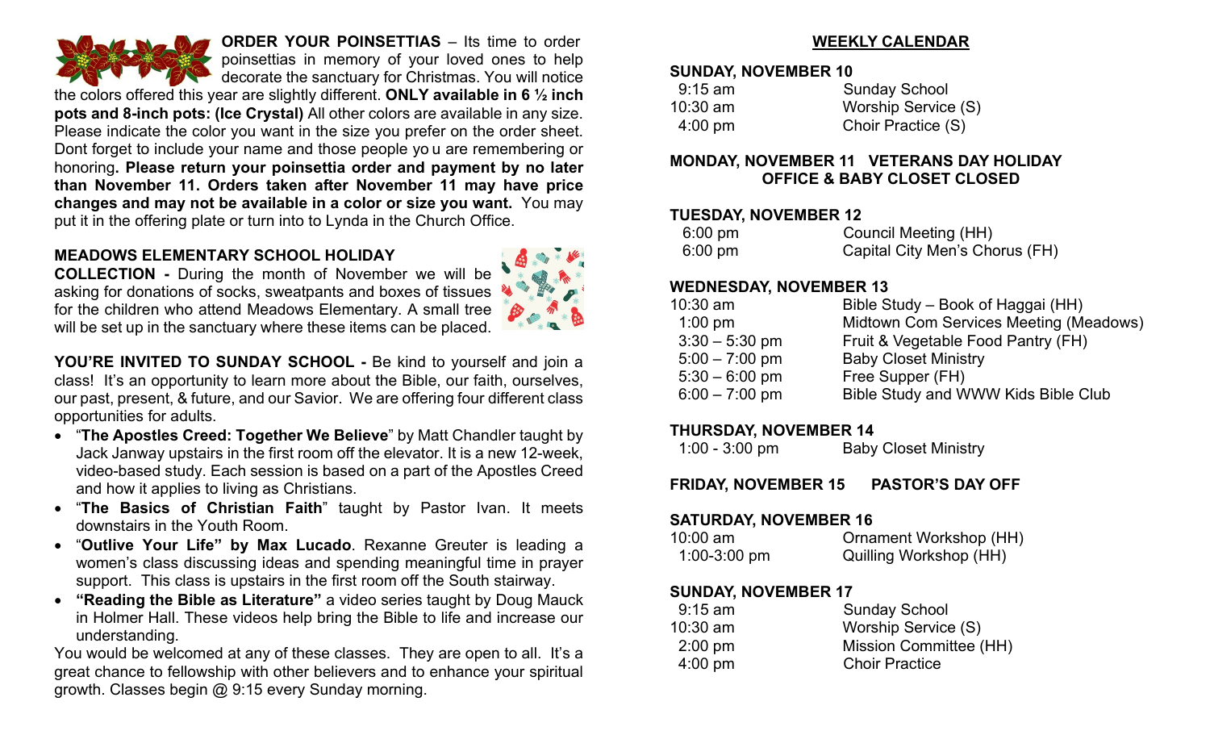**ORDER YOUR POINSETTIAS** – Its time to order poinsettias in memory of your loved ones to help decorate the sanctuary for Christmas. You will notice the colors offered this year are slightly different. **ONLY available in 6 ½ inch pots and 8-inch pots: (Ice Crystal)** All other colors are available in any size. Please indicate the color you want in the size you prefer on the order sheet. Dont forget to include your name and those people yo u are remembering or honoring**. Please return your poinsettia order and payment by no later than November 11. Orders taken after November 11 may have price changes and may not be available in a color or size you want.** You may put it in the offering plate or turn into to Lynda in the Church Office.

**MEADOWS ELEMENTARY SCHOOL HOLIDAY COLLECTION -** During the month of November we will be asking for donations of socks, sweatpants and boxes of tissues for the children who attend Meadows Elementary. A small tree will be set up in the sanctuary where these items can be placed.

**YOU'RE INVITED TO SUNDAY SCHOOL -** Be kind to yourself and join a class! It's an opportunity to learn more about the Bible, our faith, ourselves, our past, present, & future, and our Savior. We are offering four different class opportunities for adults.

- "**The Apostles Creed: Together We Believe**" by Matt Chandler taught by Jack Janway upstairs in the first room off the elevator. It is a new 12-week, video-based study. Each session is based on a part of the Apostles Creed and how it applies to living as Christians.
- "**The Basics of Christian Faith**" taught by Pastor Ivan. It meets downstairs in the Youth Room.
- "**Outlive Your Life" by Max Lucado**. Rexanne Greuter is leading a women's class discussing ideas and spending meaningful time in prayer support. This class is upstairs in the first room off the South stairway.
- **"Reading the Bible as Literature"** a video series taught by Doug Mauck in Holmer Hall. These videos help bring the Bible to life and increase our understanding.

You would be welcomed at any of these classes. They are open to all. It's a great chance to fellowship with other believers and to enhance your spiritual growth. Classes begin @ 9:15 every Sunday morning.

## WEEKLY CALENDAR

**SUNDAY, NOVEMBER 10**

| | |
|---|---|
| 9:15 am | Sunday School |
| 10:30 am | Worship Service (S) |
| 4:00 pm | Choir Practice (S) |

**MONDAY, NOVEMBER 11 VETERANS DAY HOLIDAY**
**OFFICE & BABY CLOSET CLOSED**

**TUESDAY, NOVEMBER 12**

| | |
|---|---|
| 6:00 pm | Council Meeting (HH) |
| 6:00 pm | Capital City Men's Chorus (FH) |

**WEDNESDAY, NOVEMBER 13**

| | |
|---|---|
| 10:30 am | Bible Study – Book of Haggai (HH) |
| 1:00 pm | Midtown Com Services Meeting (Meadows) |
| 3:30 – 5:30 pm | Fruit & Vegetable Food Pantry (FH) |
| 5:00 – 7:00 pm | Baby Closet Ministry |
| 5:30 – 6:00 pm | Free Supper (FH) |
| 6:00 – 7:00 pm | Bible Study and WWW Kids Bible Club |

**THURSDAY, NOVEMBER 14**

| | |
|---|---|
| 1:00 - 3:00 pm | Baby Closet Ministry |

**FRIDAY, NOVEMBER 15 PASTOR'S DAY OFF**

**SATURDAY, NOVEMBER 16**

| | |
|---|---|
| 10:00 am | Ornament Workshop (HH) |
| 1:00-3:00 pm | Quilling Workshop (HH) |

**SUNDAY, NOVEMBER 17**

| | |
|---|---|
| 9:15 am | Sunday School |
| 10:30 am | Worship Service (S) |
| 2:00 pm | Mission Committee (HH) |
| 4:00 pm | Choir Practice |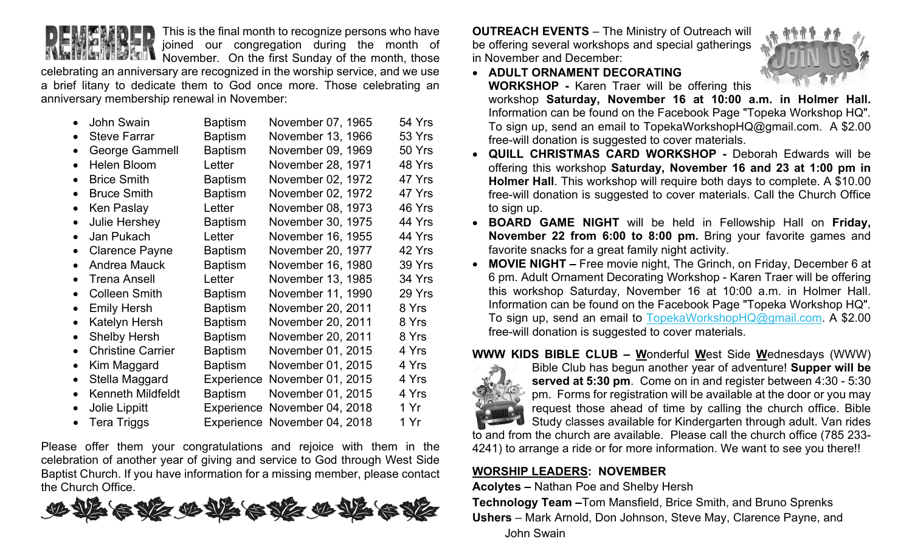**REMEMBER** This is the final month to recognize persons who have joined our congregation during the month of November. On the first Sunday of the month, those celebrating an anniversary are recognized in the worship service, and we use a brief litany to dedicate them to God once more. Those celebrating an anniversary membership renewal in November:

| | | | |
|---|---|---|---|
| John Swain | Baptism | November 07, 1965 | 54 Yrs |
| Steve Farrar | Baptism | November 13, 1966 | 53 Yrs |
| George Gammell | Baptism | November 09, 1969 | 50 Yrs |
| Helen Bloom | Letter | November 28, 1971 | 48 Yrs |
| Brice Smith | Baptism | November 02, 1972 | 47 Yrs |
| Bruce Smith | Baptism | November 02, 1972 | 47 Yrs |
| Ken Paslay | Letter | November 08, 1973 | 46 Yrs |
| Julie Hershey | Baptism | November 30, 1975 | 44 Yrs |
| Jan Pukach | Letter | November 16, 1955 | 44 Yrs |
| Clarence Payne | Baptism | November 20, 1977 | 42 Yrs |
| Andrea Mauck | Baptism | November 16, 1980 | 39 Yrs |
| Trena Ansell | Letter | November 13, 1985 | 34 Yrs |
| Colleen Smith | Baptism | November 11, 1990 | 29 Yrs |
| Emily Hersh | Baptism | November 20, 2011 | 8 Yrs |
| Katelyn Hersh | Baptism | November 20, 2011 | 8 Yrs |
| Shelby Hersh | Baptism | November 20, 2011 | 8 Yrs |
| Christine Carrier | Baptism | November 01, 2015 | 4 Yrs |
| Kim Maggard | Baptism | November 01, 2015 | 4 Yrs |
| Stella Maggard | Experience | November 01, 2015 | 4 Yrs |
| Kenneth Mildfeldt | Baptism | November 01, 2015 | 4 Yrs |
| Jolie Lippitt | Experience | November 04, 2018 | 1 Yr |
| Tera Triggs | Experience | November 04, 2018 | 1 Yr |

Please offer them your congratulations and rejoice with them in the celebration of another year of giving and service to God through West Side Baptist Church. If you have information for a missing member, please contact the Church Office.

**OUTREACH EVENTS** – The Ministry of Outreach will be offering several workshops and special gatherings in November and December:

- **ADULT ORNAMENT DECORATING WORKSHOP -** Karen Traer will be offering this workshop **Saturday, November 16 at 10:00 a.m. in Holmer Hall.** Information can be found on the Facebook Page "Topeka Workshop HQ". To sign up, send an email to TopekaWorkshopHQ@gmail.com. A $2.00 free-will donation is suggested to cover materials.
- **QUILL CHRISTMAS CARD WORKSHOP -** Deborah Edwards will be offering this workshop **Saturday, November 16 and 23 at 1:00 pm in Holmer Hall**. This workshop will require both days to complete. A $10.00 free-will donation is suggested to cover materials. Call the Church Office to sign up.
- **BOARD GAME NIGHT** will be held in Fellowship Hall on **Friday, November 22 from 6:00 to 8:00 pm.** Bring your favorite games and favorite snacks for a great family night activity.
- **MOVIE NIGHT –** Free movie night, The Grinch, on Friday, December 6 at 6 pm. Adult Ornament Decorating Workshop - Karen Traer will be offering this workshop Saturday, November 16 at 10:00 a.m. in Holmer Hall. Information can be found on the Facebook Page "Topeka Workshop HQ". To sign up, send an email to TopekaWorkshopHQ@gmail.com. A $2.00 free-will donation is suggested to cover materials.

**WWW KIDS BIBLE CLUB – Wonderful West Side Wednesdays (WWW)** Bible Club has begun another year of adventure! **Supper will be served at 5:30 pm**. Come on in and register between 4:30 - 5:30 pm. Forms for registration will be available at the door or you may request those ahead of time by calling the church office. Bible Study classes available for Kindergarten through adult. Van rides to and from the church are available. Please call the church office (785 233-4241) to arrange a ride or for more information. We want to see you there!!

**WORSHIP LEADERS: NOVEMBER**

**Acolytes –** Nathan Poe and Shelby Hersh

**Technology Team –**Tom Mansfield, Brice Smith, and Bruno Sprenks

**Ushers** – Mark Arnold, Don Johnson, Steve May, Clarence Payne, and John Swain